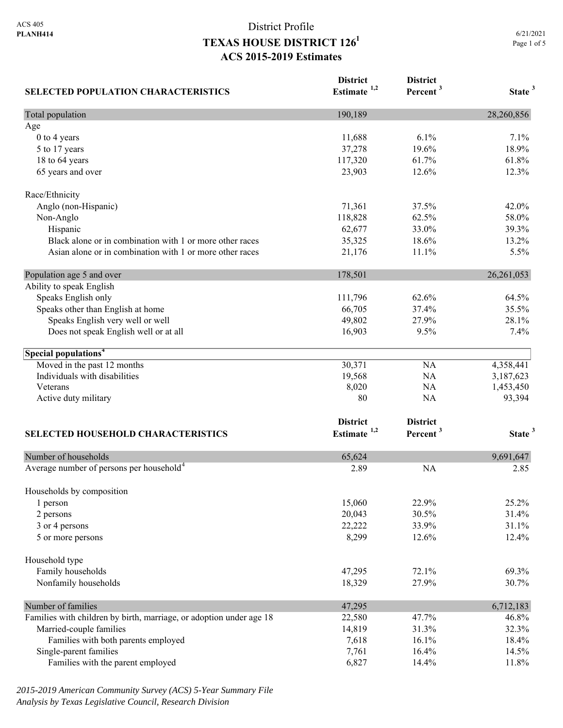ACS 405
**PLANH414**

# District Profile
## TEXAS HOUSE DISTRICT 126[1]
### ACS 2015-2019 Estimates

6/21/2021

| SELECTED POPULATION CHARACTERISTICS | District Estimate [1,2] | District Percent [3] | State [3] |
|---|---|---|---|
| Total population | 190,189 | | 28,260,856 |
| Age | | | |
| 0 to 4 years | 11,688 | 6.1% | 7.1% |
| 5 to 17 years | 37,278 | 19.6% | 18.9% |
| 18 to 64 years | 117,320 | 61.7% | 61.8% |
| 65 years and over | 23,903 | 12.6% | 12.3% |
| Race/Ethnicity | | | |
| Anglo (non-Hispanic) | 71,361 | 37.5% | 42.0% |
| Non-Anglo | 118,828 | 62.5% | 58.0% |
| Hispanic | 62,677 | 33.0% | 39.3% |
| Black alone or in combination with 1 or more other races | 35,325 | 18.6% | 13.2% |
| Asian alone or in combination with 1 or more other races | 21,176 | 11.1% | 5.5% |
| Population age 5 and over | 178,501 | | 26,261,053 |
| Ability to speak English | | | |
| Speaks English only | 111,796 | 62.6% | 64.5% |
| Speaks other than English at home | 66,705 | 37.4% | 35.5% |
| Speaks English very well or well | 49,802 | 27.9% | 28.1% |
| Does not speak English well or at all | 16,903 | 9.5% | 7.4% |
| **Special populations[4]** | | | |
| Moved in the past 12 months | 30,371 | NA | 4,358,441 |
| Individuals with disabilities | 19,568 | NA | 3,187,623 |
| Veterans | 8,020 | NA | 1,453,450 |
| Active duty military | 80 | NA | 93,394 |

| SELECTED HOUSEHOLD CHARACTERISTICS | District Estimate [1,2] | District Percent [3] | State [3] |
|---|---|---|---|
| Number of households | 65,624 | | 9,691,647 |
| Average number of persons per household[4] | 2.89 | NA | 2.85 |
| Households by composition | | | |
| 1 person | 15,060 | 22.9% | 25.2% |
| 2 persons | 20,043 | 30.5% | 31.4% |
| 3 or 4 persons | 22,222 | 33.9% | 31.1% |
| 5 or more persons | 8,299 | 12.6% | 12.4% |
| Household type | | | |
| Family households | 47,295 | 72.1% | 69.3% |
| Nonfamily households | 18,329 | 27.9% | 30.7% |
| Number of families | 47,295 | | 6,712,183 |
| Families with children by birth, marriage, or adoption under age 18 | 22,580 | 47.7% | 46.8% |
| Married-couple families | 14,819 | 31.3% | 32.3% |
| Families with both parents employed | 7,618 | 16.1% | 18.4% |
| Single-parent families | 7,761 | 16.4% | 14.5% |
| Families with the parent employed | 6,827 | 14.4% | 11.8% |

*2015-2019 American Community Survey (ACS) 5-Year Summary File*
*Analysis by Texas Legislative Council, Research Division*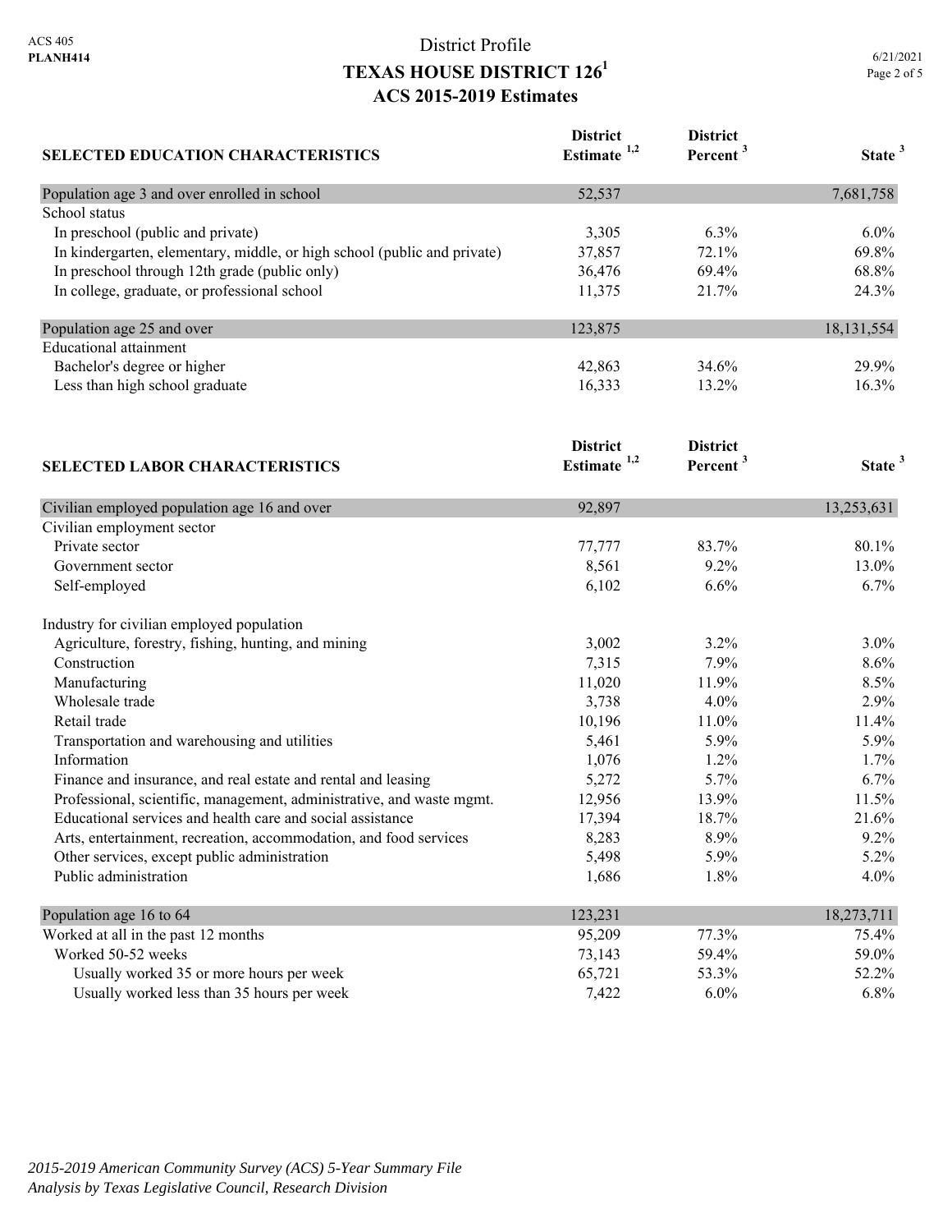# District Profile
## TEXAS HOUSE DISTRICT 126[1]
## ACS 2015-2019 Estimates

| SELECTED EDUCATION CHARACTERISTICS | District Estimate [1,2] | District Percent [3] | State [3] |
|---|---|---|---|
| Population age 3 and over enrolled in school | 52,537 | | 7,681,758 |
| School status | | | |
| In preschool (public and private) | 3,305 | 6.3% | 6.0% |
| In kindergarten, elementary, middle, or high school (public and private) | 37,857 | 72.1% | 69.8% |
| In preschool through 12th grade (public only) | 36,476 | 69.4% | 68.8% |
| In college, graduate, or professional school | 11,375 | 21.7% | 24.3% |
| Population age 25 and over | 123,875 | | 18,131,554 |
| Educational attainment | | | |
| Bachelor's degree or higher | 42,863 | 34.6% | 29.9% |
| Less than high school graduate | 16,333 | 13.2% | 16.3% |

| SELECTED LABOR CHARACTERISTICS | District Estimate [1,2] | District Percent [3] | State [3] |
|---|---|---|---|
| Civilian employed population age 16 and over | 92,897 | | 13,253,631 |
| Civilian employment sector | | | |
| Private sector | 77,777 | 83.7% | 80.1% |
| Government sector | 8,561 | 9.2% | 13.0% |
| Self-employed | 6,102 | 6.6% | 6.7% |
| Industry for civilian employed population | | | |
| Agriculture, forestry, fishing, hunting, and mining | 3,002 | 3.2% | 3.0% |
| Construction | 7,315 | 7.9% | 8.6% |
| Manufacturing | 11,020 | 11.9% | 8.5% |
| Wholesale trade | 3,738 | 4.0% | 2.9% |
| Retail trade | 10,196 | 11.0% | 11.4% |
| Transportation and warehousing and utilities | 5,461 | 5.9% | 5.9% |
| Information | 1,076 | 1.2% | 1.7% |
| Finance and insurance, and real estate and rental and leasing | 5,272 | 5.7% | 6.7% |
| Professional, scientific, management, administrative, and waste mgmt. | 12,956 | 13.9% | 11.5% |
| Educational services and health care and social assistance | 17,394 | 18.7% | 21.6% |
| Arts, entertainment, recreation, accommodation, and food services | 8,283 | 8.9% | 9.2% |
| Other services, except public administration | 5,498 | 5.9% | 5.2% |
| Public administration | 1,686 | 1.8% | 4.0% |
| Population age 16 to 64 | 123,231 | | 18,273,711 |
| Worked at all in the past 12 months | 95,209 | 77.3% | 75.4% |
| Worked 50-52 weeks | 73,143 | 59.4% | 59.0% |
| Usually worked 35 or more hours per week | 65,721 | 53.3% | 52.2% |
| Usually worked less than 35 hours per week | 7,422 | 6.0% | 6.8% |

*2015-2019 American Community Survey (ACS) 5-Year Summary File*
*Analysis by Texas Legislative Council, Research Division*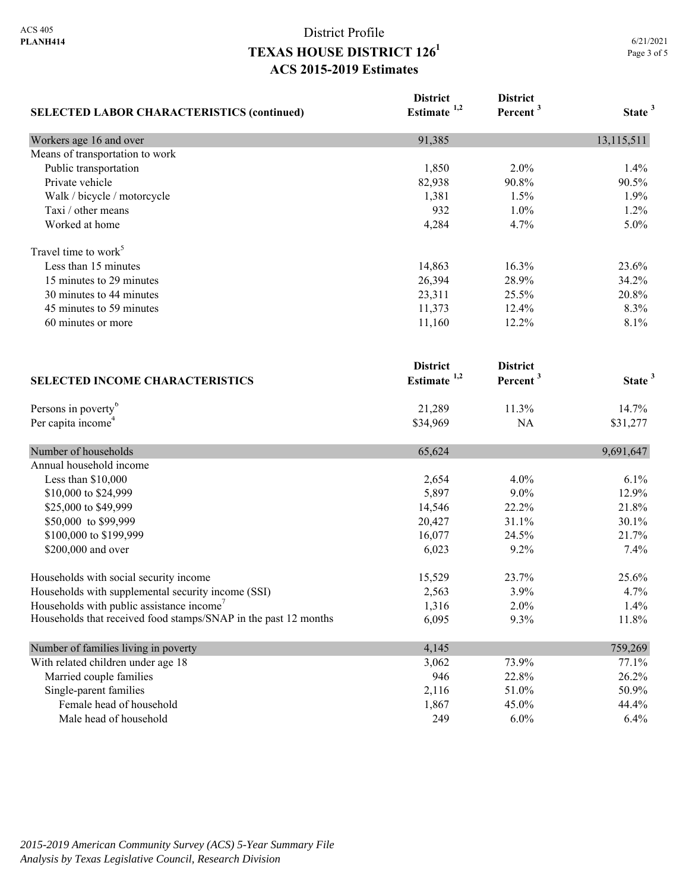# District Profile
## TEXAS HOUSE DISTRICT 126[1]
## ACS 2015-2019 Estimates

| SELECTED LABOR CHARACTERISTICS (continued) | District Estimate [1,2] | District Percent [3] | State [3] |
|---|---|---|---|
| Workers age 16 and over | 91,385 | | 13,115,511 |
| Means of transportation to work | | | |
| Public transportation | 1,850 | 2.0% | 1.4% |
| Private vehicle | 82,938 | 90.8% | 90.5% |
| Walk / bicycle / motorcycle | 1,381 | 1.5% | 1.9% |
| Taxi / other means | 932 | 1.0% | 1.2% |
| Worked at home | 4,284 | 4.7% | 5.0% |
| Travel time to work[5] | | | |
| Less than 15 minutes | 14,863 | 16.3% | 23.6% |
| 15 minutes to 29 minutes | 26,394 | 28.9% | 34.2% |
| 30 minutes to 44 minutes | 23,311 | 25.5% | 20.8% |
| 45 minutes to 59 minutes | 11,373 | 12.4% | 8.3% |
| 60 minutes or more | 11,160 | 12.2% | 8.1% |

| SELECTED INCOME CHARACTERISTICS | District Estimate [1,2] | District Percent [3] | State [3] |
|---|---|---|---|
| Persons in poverty[6] | 21,289 | 11.3% | 14.7% |
| Per capita income[4] | $34,969 | NA | $31,277 |
| Number of households | 65,624 | | 9,691,647 |
| Annual household income | | | |
| Less than $10,000 | 2,654 | 4.0% | 6.1% |
| $10,000 to $24,999 | 5,897 | 9.0% | 12.9% |
| $25,000 to $49,999 | 14,546 | 22.2% | 21.8% |
| $50,000 to $99,999 | 20,427 | 31.1% | 30.1% |
| $100,000 to $199,999 | 16,077 | 24.5% | 21.7% |
| $200,000 and over | 6,023 | 9.2% | 7.4% |
| Households with social security income | 15,529 | 23.7% | 25.6% |
| Households with supplemental security income (SSI) | 2,563 | 3.9% | 4.7% |
| Households with public assistance income[7] | 1,316 | 2.0% | 1.4% |
| Households that received food stamps/SNAP in the past 12 months | 6,095 | 9.3% | 11.8% |
| Number of families living in poverty | 4,145 | | 759,269 |
| With related children under age 18 | 3,062 | 73.9% | 77.1% |
| Married couple families | 946 | 22.8% | 26.2% |
| Single-parent families | 2,116 | 51.0% | 50.9% |
| Female head of household | 1,867 | 45.0% | 44.4% |
| Male head of household | 249 | 6.0% | 6.4% |

*2015-2019 American Community Survey (ACS) 5-Year Summary File*
*Analysis by Texas Legislative Council, Research Division*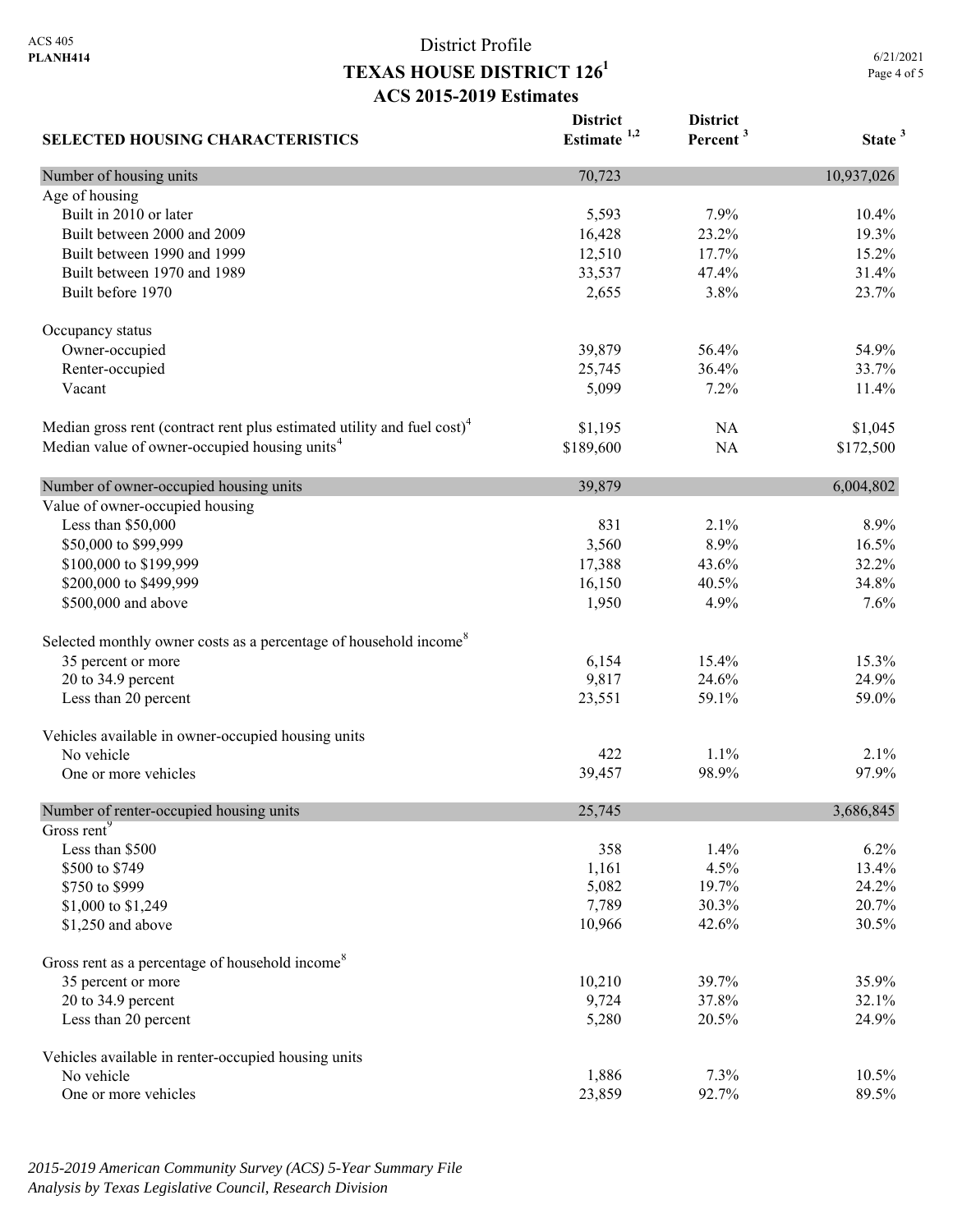ACS 405
**PLANH414**

# District Profile
## TEXAS HOUSE DISTRICT 126[1]
### ACS 2015-2019 Estimates

6/21/2021

| SELECTED HOUSING CHARACTERISTICS | District Estimate [1,2] | District Percent [3] | State [3] |
|---|---|---|---|
| Number of housing units | 70,723 | | 10,937,026 |
| Age of housing | | | |
| Built in 2010 or later | 5,593 | 7.9% | 10.4% |
| Built between 2000 and 2009 | 16,428 | 23.2% | 19.3% |
| Built between 1990 and 1999 | 12,510 | 17.7% | 15.2% |
| Built between 1970 and 1989 | 33,537 | 47.4% | 31.4% |
| Built before 1970 | 2,655 | 3.8% | 23.7% |
| Occupancy status | | | |
| Owner-occupied | 39,879 | 56.4% | 54.9% |
| Renter-occupied | 25,745 | 36.4% | 33.7% |
| Vacant | 5,099 | 7.2% | 11.4% |
| Median gross rent (contract rent plus estimated utility and fuel cost)[4] | $1,195 | NA | $1,045 |
| Median value of owner-occupied housing units[4] | $189,600 | NA | $172,500 |
| Number of owner-occupied housing units | 39,879 | | 6,004,802 |
| Value of owner-occupied housing | | | |
| Less than $50,000 | 831 | 2.1% | 8.9% |
| $50,000 to $99,999 | 3,560 | 8.9% | 16.5% |
| $100,000 to $199,999 | 17,388 | 43.6% | 32.2% |
| $200,000 to $499,999 | 16,150 | 40.5% | 34.8% |
| $500,000 and above | 1,950 | 4.9% | 7.6% |
| Selected monthly owner costs as a percentage of household income[8] | | | |
| 35 percent or more | 6,154 | 15.4% | 15.3% |
| 20 to 34.9 percent | 9,817 | 24.6% | 24.9% |
| Less than 20 percent | 23,551 | 59.1% | 59.0% |
| Vehicles available in owner-occupied housing units | | | |
| No vehicle | 422 | 1.1% | 2.1% |
| One or more vehicles | 39,457 | 98.9% | 97.9% |
| Number of renter-occupied housing units | 25,745 | | 3,686,845 |
| Gross rent[9] | | | |
| Less than $500 | 358 | 1.4% | 6.2% |
| $500 to $749 | 1,161 | 4.5% | 13.4% |
| $750 to $999 | 5,082 | 19.7% | 24.2% |
| $1,000 to $1,249 | 7,789 | 30.3% | 20.7% |
| $1,250 and above | 10,966 | 42.6% | 30.5% |
| Gross rent as a percentage of household income[8] | | | |
| 35 percent or more | 10,210 | 39.7% | 35.9% |
| 20 to 34.9 percent | 9,724 | 37.8% | 32.1% |
| Less than 20 percent | 5,280 | 20.5% | 24.9% |
| Vehicles available in renter-occupied housing units | | | |
| No vehicle | 1,886 | 7.3% | 10.5% |
| One or more vehicles | 23,859 | 92.7% | 89.5% |

*2015-2019 American Community Survey (ACS) 5-Year Summary File*
*Analysis by Texas Legislative Council, Research Division*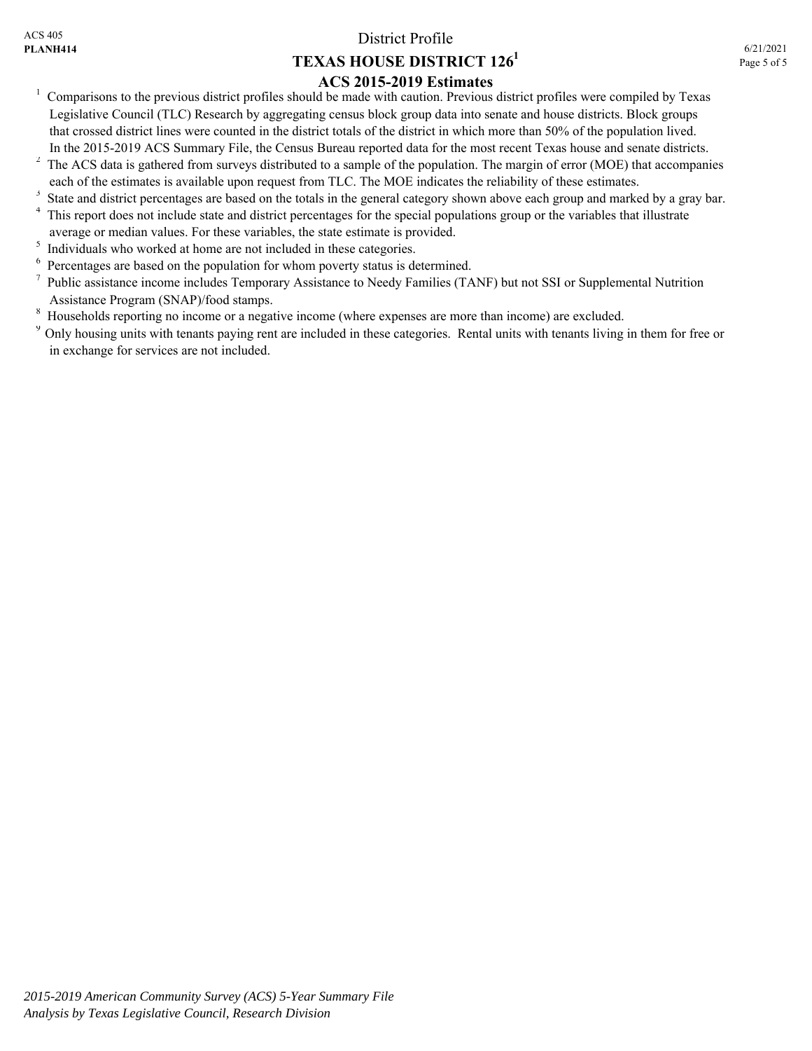[1] Comparisons to the previous district profiles should be made with caution. Previous district profiles were compiled by Texas Legislative Council (TLC) Research by aggregating census block group data into senate and house districts. Block groups that crossed district lines were counted in the district totals of the district in which more than 50% of the population lived. In the 2015-2019 ACS Summary File, the Census Bureau reported data for the most recent Texas house and senate districts.

[2] The ACS data is gathered from surveys distributed to a sample of the population. The margin of error (MOE) that accompanies each of the estimates is available upon request from TLC. The MOE indicates the reliability of these estimates.

[3] State and district percentages are based on the totals in the general category shown above each group and marked by a gray bar.

[4] This report does not include state and district percentages for the special populations group or the variables that illustrate average or median values. For these variables, the state estimate is provided.

[5] Individuals who worked at home are not included in these categories.

[6] Percentages are based on the population for whom poverty status is determined.

[7] Public assistance income includes Temporary Assistance to Needy Families (TANF) but not SSI or Supplemental Nutrition Assistance Program (SNAP)/food stamps.

[8] Households reporting no income or a negative income (where expenses are more than income) are excluded.

[9] Only housing units with tenants paying rent are included in these categories. Rental units with tenants living in them for free or in exchange for services are not included.

*2015-2019 American Community Survey (ACS) 5-Year Summary File*
*Analysis by Texas Legislative Council, Research Division*